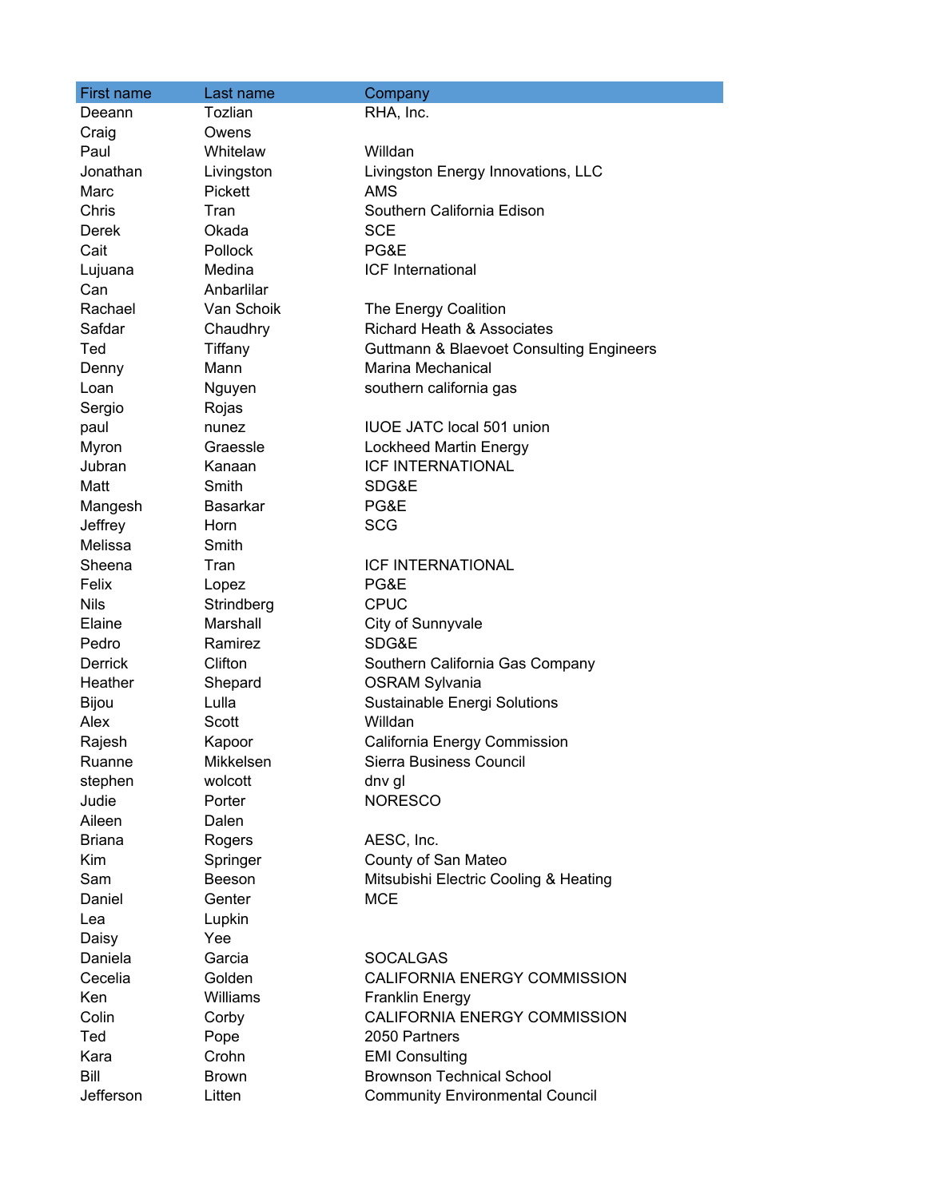| First name | Last name | Company |
| --- | --- | --- |
| Deeann | Tozlian | RHA, Inc. |
| Craig | Owens | |
| Paul | Whitelaw | Willdan |
| Jonathan | Livingston | Livingston Energy Innovations, LLC |
| Marc | Pickett | AMS |
| Chris | Tran | Southern California Edison |
| Derek | Okada | SCE |
| Cait | Pollock | PG&E |
| Lujuana | Medina | ICF International |
| Can | Anbarlilar | |
| Rachael | Van Schoik | The Energy Coalition |
| Safdar | Chaudhry | Richard Heath & Associates |
| Ted | Tiffany | Guttmann & Blaevoet Consulting Engineers |
| Denny | Mann | Marina Mechanical |
| Loan | Nguyen | southern california gas |
| Sergio | Rojas | |
| paul | nunez | IUOE JATC local 501 union |
| Myron | Graessle | Lockheed Martin Energy |
| Jubran | Kanaan | ICF INTERNATIONAL |
| Matt | Smith | SDG&E |
| Mangesh | Basarkar | PG&E |
| Jeffrey | Horn | SCG |
| Melissa | Smith | |
| Sheena | Tran | ICF INTERNATIONAL |
| Felix | Lopez | PG&E |
| Nils | Strindberg | CPUC |
| Elaine | Marshall | City of Sunnyvale |
| Pedro | Ramirez | SDG&E |
| Derrick | Clifton | Southern California Gas Company |
| Heather | Shepard | OSRAM Sylvania |
| Bijou | Lulla | Sustainable Energi Solutions |
| Alex | Scott | Willdan |
| Rajesh | Kapoor | California Energy Commission |
| Ruanne | Mikkelsen | Sierra Business Council |
| stephen | wolcott | dnv gl |
| Judie | Porter | NORESCO |
| Aileen | Dalen | |
| Briana | Rogers | AESC, Inc. |
| Kim | Springer | County of San Mateo |
| Sam | Beeson | Mitsubishi Electric Cooling & Heating |
| Daniel | Genter | MCE |
| Lea | Lupkin | |
| Daisy | Yee | |
| Daniela | Garcia | SOCALGAS |
| Cecelia | Golden | CALIFORNIA ENERGY COMMISSION |
| Ken | Williams | Franklin Energy |
| Colin | Corby | CALIFORNIA ENERGY COMMISSION |
| Ted | Pope | 2050 Partners |
| Kara | Crohn | EMI Consulting |
| Bill | Brown | Brownson Technical School |
| Jefferson | Litten | Community Environmental Council |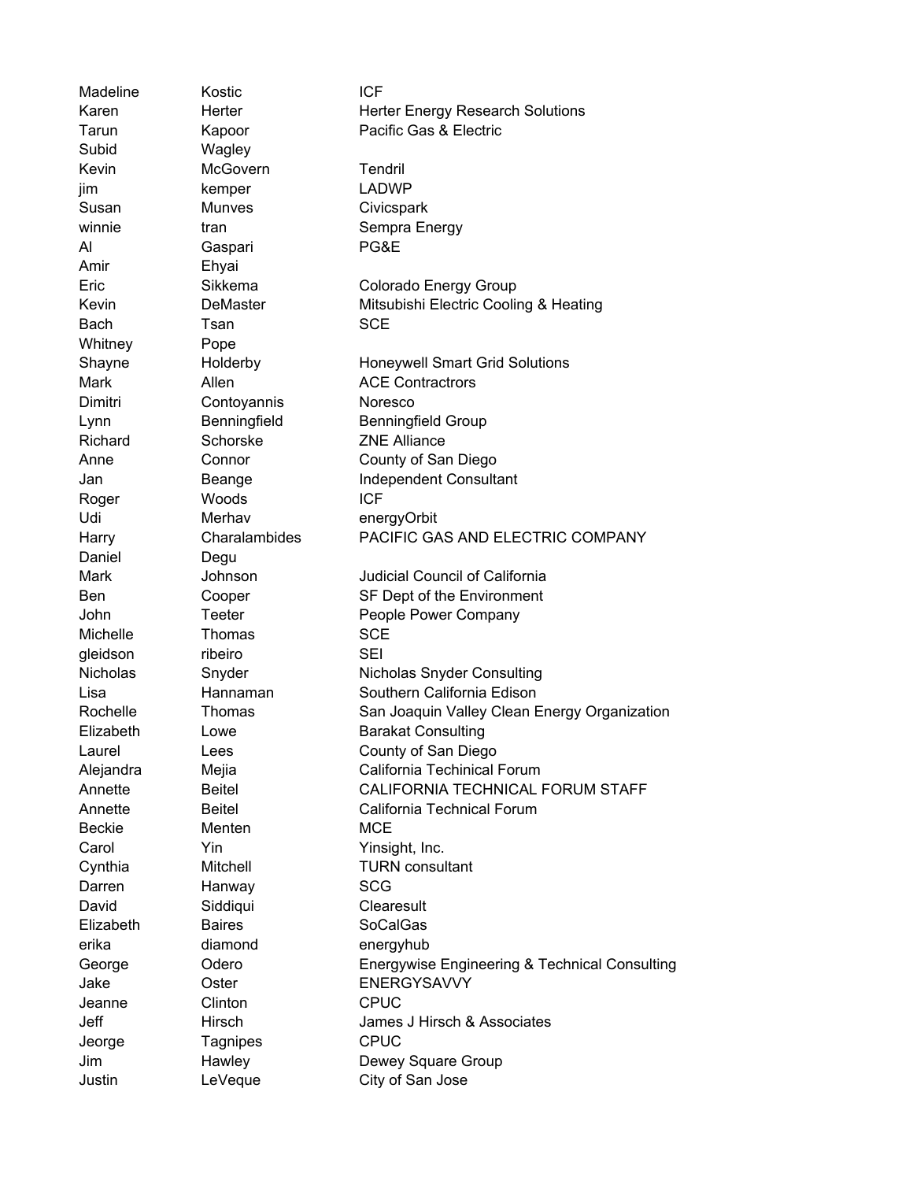| | | |
|---|---|---|
| Madeline | Kostic | ICF |
| Karen | Herter | Herter Energy Research Solutions |
| Tarun | Kapoor | Pacific Gas & Electric |
| Subid | Wagley | |
| Kevin | McGovern | Tendril |
| jim | kemper | LADWP |
| Susan | Munves | Civicspark |
| winnie | tran | Sempra Energy |
| Al | Gaspari | PG&E |
| Amir | Ehyai | |
| Eric | Sikkema | Colorado Energy Group |
| Kevin | DeMaster | Mitsubishi Electric Cooling & Heating |
| Bach | Tsan | SCE |
| Whitney | Pope | |
| Shayne | Holderby | Honeywell Smart Grid Solutions |
| Mark | Allen | ACE Contractrors |
| Dimitri | Contoyannis | Noresco |
| Lynn | Benningfield | Benningfield Group |
| Richard | Schorske | ZNE Alliance |
| Anne | Connor | County of San Diego |
| Jan | Beange | Independent Consultant |
| Roger | Woods | ICF |
| Udi | Merhav | energyOrbit |
| Harry | Charalambides | PACIFIC GAS AND ELECTRIC COMPANY |
| Daniel | Degu | |
| Mark | Johnson | Judicial Council of California |
| Ben | Cooper | SF Dept of the Environment |
| John | Teeter | People Power Company |
| Michelle | Thomas | SCE |
| gleidson | ribeiro | SEI |
| Nicholas | Snyder | Nicholas Snyder Consulting |
| Lisa | Hannaman | Southern California Edison |
| Rochelle | Thomas | San Joaquin Valley Clean Energy Organization |
| Elizabeth | Lowe | Barakat Consulting |
| Laurel | Lees | County of San Diego |
| Alejandra | Mejia | California Techinical Forum |
| Annette | Beitel | CALIFORNIA TECHNICAL FORUM STAFF |
| Annette | Beitel | California Technical Forum |
| Beckie | Menten | MCE |
| Carol | Yin | Yinsight, Inc. |
| Cynthia | Mitchell | TURN consultant |
| Darren | Hanway | SCG |
| David | Siddiqui | Clearesult |
| Elizabeth | Baires | SoCalGas |
| erika | diamond | energyhub |
| George | Odero | Energywise Engineering & Technical Consulting |
| Jake | Oster | ENERGYSAVVY |
| Jeanne | Clinton | CPUC |
| Jeff | Hirsch | James J Hirsch & Associates |
| Jeorge | Tagnipes | CPUC |
| Jim | Hawley | Dewey Square Group |
| Justin | LeVeque | City of San Jose |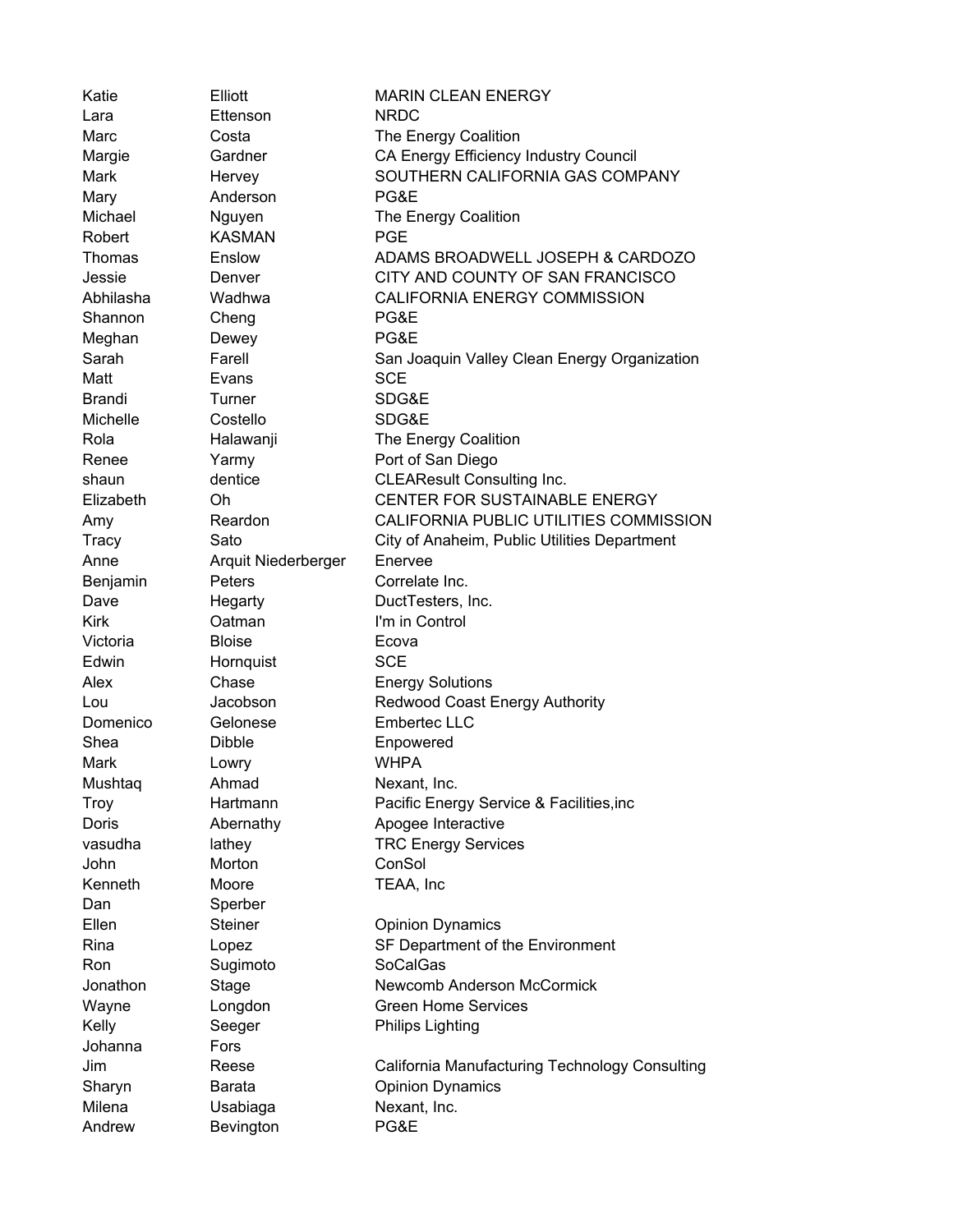| | | |
|---|---|---|
| Katie | Elliott | MARIN CLEAN ENERGY |
| Lara | Ettenson | NRDC |
| Marc | Costa | The Energy Coalition |
| Margie | Gardner | CA Energy Efficiency Industry Council |
| Mark | Hervey | SOUTHERN CALIFORNIA GAS COMPANY |
| Mary | Anderson | PG&E |
| Michael | Nguyen | The Energy Coalition |
| Robert | KASMAN | PGE |
| Thomas | Enslow | ADAMS BROADWELL JOSEPH & CARDOZO |
| Jessie | Denver | CITY AND COUNTY OF SAN FRANCISCO |
| Abhilasha | Wadhwa | CALIFORNIA ENERGY COMMISSION |
| Shannon | Cheng | PG&E |
| Meghan | Dewey | PG&E |
| Sarah | Farell | San Joaquin Valley Clean Energy Organization |
| Matt | Evans | SCE |
| Brandi | Turner | SDG&E |
| Michelle | Costello | SDG&E |
| Rola | Halawanji | The Energy Coalition |
| Renee | Yarmy | Port of San Diego |
| shaun | dentice | CLEAResult Consulting Inc. |
| Elizabeth | Oh | CENTER FOR SUSTAINABLE ENERGY |
| Amy | Reardon | CALIFORNIA PUBLIC UTILITIES COMMISSION |
| Tracy | Sato | City of Anaheim, Public Utilities Department |
| Anne | Arquit Niederberger | Enervee |
| Benjamin | Peters | Correlate Inc. |
| Dave | Hegarty | DuctTesters, Inc. |
| Kirk | Oatman | I'm in Control |
| Victoria | Bloise | Ecova |
| Edwin | Hornquist | SCE |
| Alex | Chase | Energy Solutions |
| Lou | Jacobson | Redwood Coast Energy Authority |
| Domenico | Gelonese | Embertec LLC |
| Shea | Dibble | Enpowered |
| Mark | Lowry | WHPA |
| Mushtaq | Ahmad | Nexant, Inc. |
| Troy | Hartmann | Pacific Energy Service & Facilities,inc |
| Doris | Abernathy | Apogee Interactive |
| vasudha | lathey | TRC Energy Services |
| John | Morton | ConSol |
| Kenneth | Moore | TEAA, Inc |
| Dan | Sperber | |
| Ellen | Steiner | Opinion Dynamics |
| Rina | Lopez | SF Department of the Environment |
| Ron | Sugimoto | SoCalGas |
| Jonathon | Stage | Newcomb Anderson McCormick |
| Wayne | Longdon | Green Home Services |
| Kelly | Seeger | Philips Lighting |
| Johanna | Fors | |
| Jim | Reese | California Manufacturing Technology Consulting |
| Sharyn | Barata | Opinion Dynamics |
| Milena | Usabiaga | Nexant, Inc. |
| Andrew | Bevington | PG&E |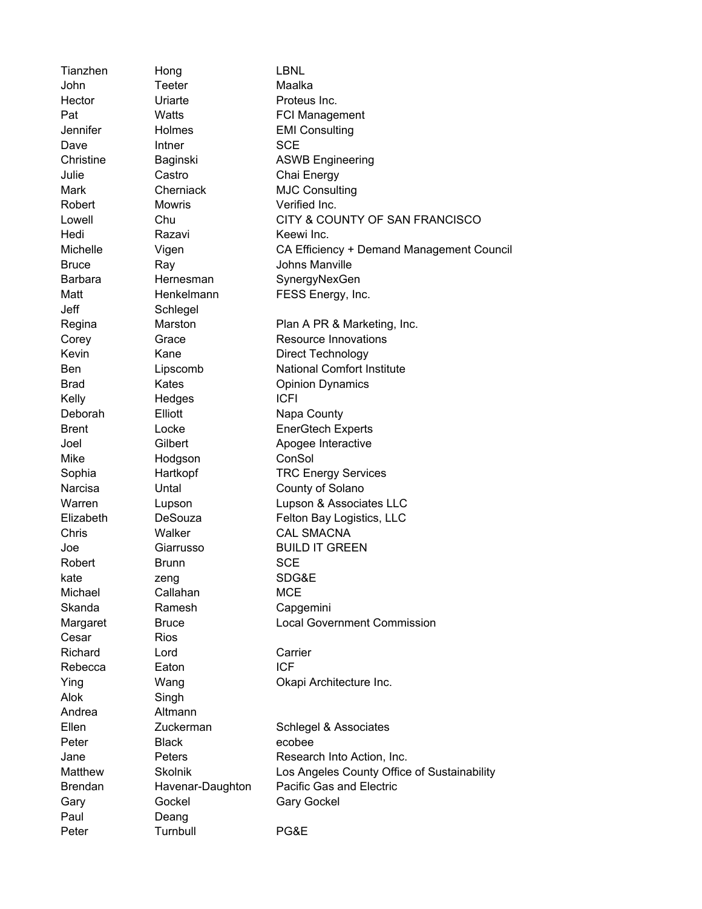| | | |
|---|---|---|
| Tianzhen | Hong | LBNL |
| John | Teeter | Maalka |
| Hector | Uriarte | Proteus Inc. |
| Pat | Watts | FCI Management |
| Jennifer | Holmes | EMI Consulting |
| Dave | Intner | SCE |
| Christine | Baginski | ASWB Engineering |
| Julie | Castro | Chai Energy |
| Mark | Cherniack | MJC Consulting |
| Robert | Mowris | Verified Inc. |
| Lowell | Chu | CITY & COUNTY OF SAN FRANCISCO |
| Hedi | Razavi | Keewi Inc. |
| Michelle | Vigen | CA Efficiency + Demand Management Council |
| Bruce | Ray | Johns Manville |
| Barbara | Hernesman | SynergyNexGen |
| Matt | Henkelmann | FESS Energy, Inc. |
| Jeff | Schlegel | |
| Regina | Marston | Plan A PR & Marketing, Inc. |
| Corey | Grace | Resource Innovations |
| Kevin | Kane | Direct Technology |
| Ben | Lipscomb | National Comfort Institute |
| Brad | Kates | Opinion Dynamics |
| Kelly | Hedges | ICFI |
| Deborah | Elliott | Napa County |
| Brent | Locke | EnerGtech Experts |
| Joel | Gilbert | Apogee Interactive |
| Mike | Hodgson | ConSol |
| Sophia | Hartkopf | TRC Energy Services |
| Narcisa | Untal | County of Solano |
| Warren | Lupson | Lupson & Associates LLC |
| Elizabeth | DeSouza | Felton Bay Logistics, LLC |
| Chris | Walker | CAL SMACNA |
| Joe | Giarrusso | BUILD IT GREEN |
| Robert | Brunn | SCE |
| kate | zeng | SDG&E |
| Michael | Callahan | MCE |
| Skanda | Ramesh | Capgemini |
| Margaret | Bruce | Local Government Commission |
| Cesar | Rios | |
| Richard | Lord | Carrier |
| Rebecca | Eaton | ICF |
| Ying | Wang | Okapi Architecture Inc. |
| Alok | Singh | |
| Andrea | Altmann | |
| Ellen | Zuckerman | Schlegel & Associates |
| Peter | Black | ecobee |
| Jane | Peters | Research Into Action, Inc. |
| Matthew | Skolnik | Los Angeles County Office of Sustainability |
| Brendan | Havenar-Daughton | Pacific Gas and Electric |
| Gary | Gockel | Gary Gockel |
| Paul | Deang | |
| Peter | Turnbull | PG&E |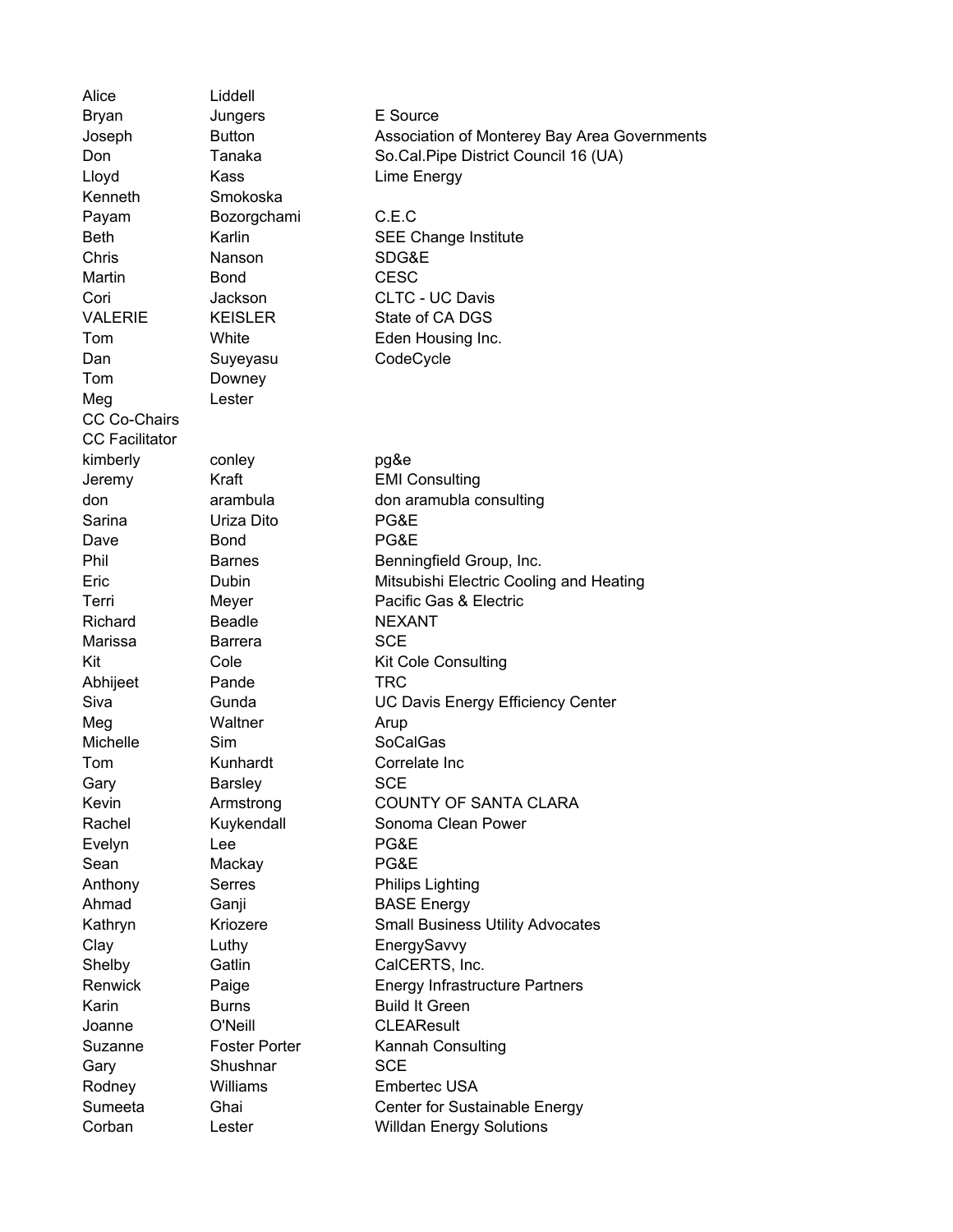| | | |
|---|---|---|
| Alice | Liddell | |
| Bryan | Jungers | E Source |
| Joseph | Button | Association of Monterey Bay Area Governments |
| Don | Tanaka | So.Cal.Pipe District Council 16 (UA) |
| Lloyd | Kass | Lime Energy |
| Kenneth | Smokoska | |
| Payam | Bozorgchami | C.E.C |
| Beth | Karlin | SEE Change Institute |
| Chris | Nanson | SDG&E |
| Martin | Bond | CESC |
| Cori | Jackson | CLTC - UC Davis |
| VALERIE | KEISLER | State of CA DGS |
| Tom | White | Eden Housing Inc. |
| Dan | Suyeyasu | CodeCycle |
| Tom | Downey | |
| Meg | Lester | |
| CC Co-Chairs | | |
| CC Facilitator | | |
| kimberly | conley | pg&e |
| Jeremy | Kraft | EMI Consulting |
| don | arambula | don aramubla consulting |
| Sarina | Uriza Dito | PG&E |
| Dave | Bond | PG&E |
| Phil | Barnes | Benningfield Group, Inc. |
| Eric | Dubin | Mitsubishi Electric Cooling and Heating |
| Terri | Meyer | Pacific Gas & Electric |
| Richard | Beadle | NEXANT |
| Marissa | Barrera | SCE |
| Kit | Cole | Kit Cole Consulting |
| Abhijeet | Pande | TRC |
| Siva | Gunda | UC Davis Energy Efficiency Center |
| Meg | Waltner | Arup |
| Michelle | Sim | SoCalGas |
| Tom | Kunhardt | Correlate Inc |
| Gary | Barsley | SCE |
| Kevin | Armstrong | COUNTY OF SANTA CLARA |
| Rachel | Kuykendall | Sonoma Clean Power |
| Evelyn | Lee | PG&E |
| Sean | Mackay | PG&E |
| Anthony | Serres | Philips Lighting |
| Ahmad | Ganji | BASE Energy |
| Kathryn | Kriozere | Small Business Utility Advocates |
| Clay | Luthy | EnergySavvy |
| Shelby | Gatlin | CalCERTS, Inc. |
| Renwick | Paige | Energy Infrastructure Partners |
| Karin | Burns | Build It Green |
| Joanne | O'Neill | CLEAResult |
| Suzanne | Foster Porter | Kannah Consulting |
| Gary | Shushnar | SCE |
| Rodney | Williams | Embertec USA |
| Sumeeta | Ghai | Center for Sustainable Energy |
| Corban | Lester | Willdan Energy Solutions |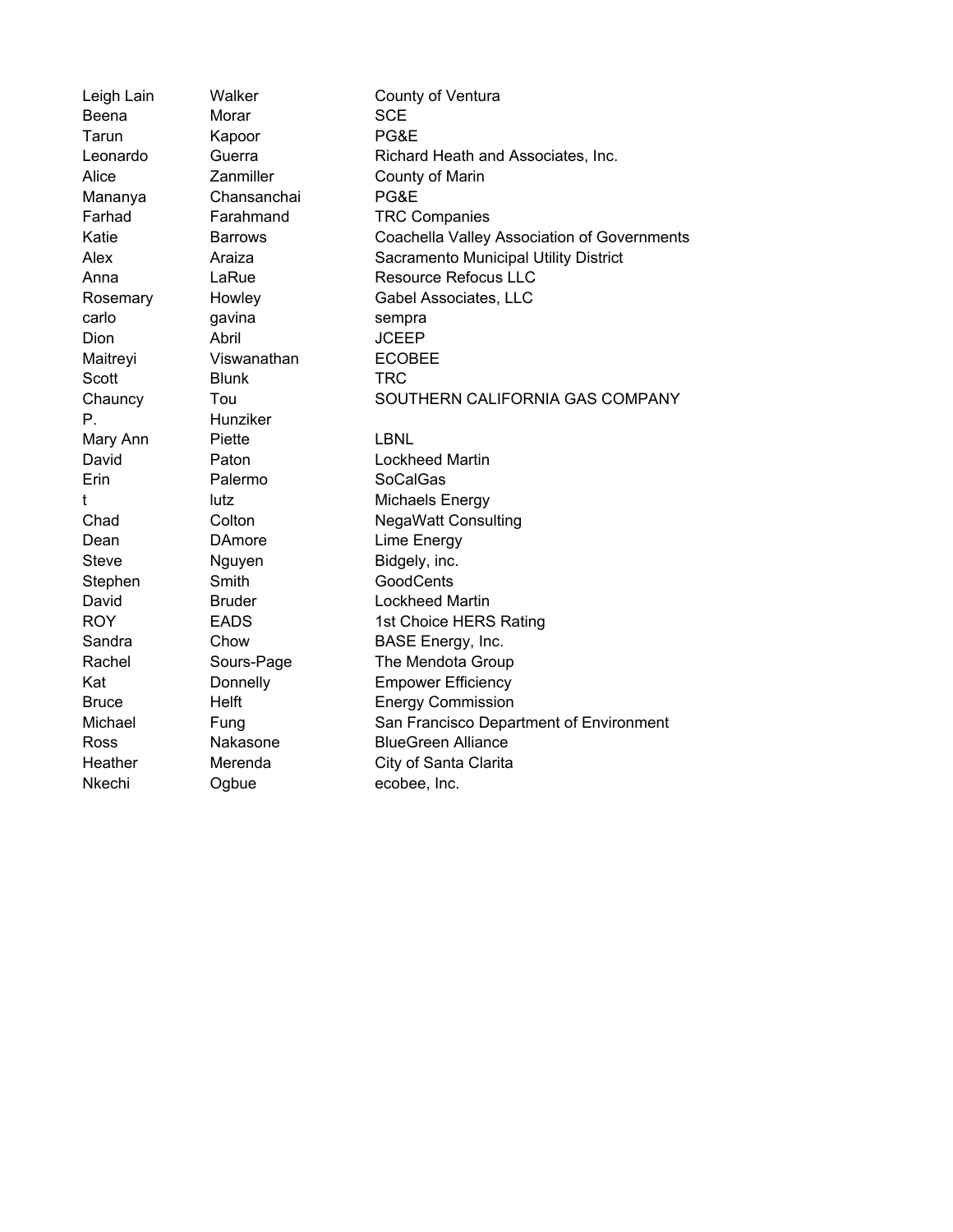| | | |
|---|---|---|
| Leigh Lain | Walker | County of Ventura |
| Beena | Morar | SCE |
| Tarun | Kapoor | PG&E |
| Leonardo | Guerra | Richard Heath and Associates, Inc. |
| Alice | Zanmiller | County of Marin |
| Mananya | Chansanchai | PG&E |
| Farhad | Farahmand | TRC Companies |
| Katie | Barrows | Coachella Valley Association of Governments |
| Alex | Araiza | Sacramento Municipal Utility District |
| Anna | LaRue | Resource Refocus LLC |
| Rosemary | Howley | Gabel Associates, LLC |
| carlo | gavina | sempra |
| Dion | Abril | JCEEP |
| Maitreyi | Viswanathan | ECOBEE |
| Scott | Blunk | TRC |
| Chauncy | Tou | SOUTHERN CALIFORNIA GAS COMPANY |
| P. | Hunziker | |
| Mary Ann | Piette | LBNL |
| David | Paton | Lockheed Martin |
| Erin | Palermo | SoCalGas |
| t | lutz | Michaels Energy |
| Chad | Colton | NegaWatt Consulting |
| Dean | DAmore | Lime Energy |
| Steve | Nguyen | Bidgely, inc. |
| Stephen | Smith | GoodCents |
| David | Bruder | Lockheed Martin |
| ROY | EADS | 1st Choice HERS Rating |
| Sandra | Chow | BASE Energy, Inc. |
| Rachel | Sours-Page | The Mendota Group |
| Kat | Donnelly | Empower Efficiency |
| Bruce | Helft | Energy Commission |
| Michael | Fung | San Francisco Department of Environment |
| Ross | Nakasone | BlueGreen Alliance |
| Heather | Merenda | City of Santa Clarita |
| Nkechi | Ogbue | ecobee, Inc. |